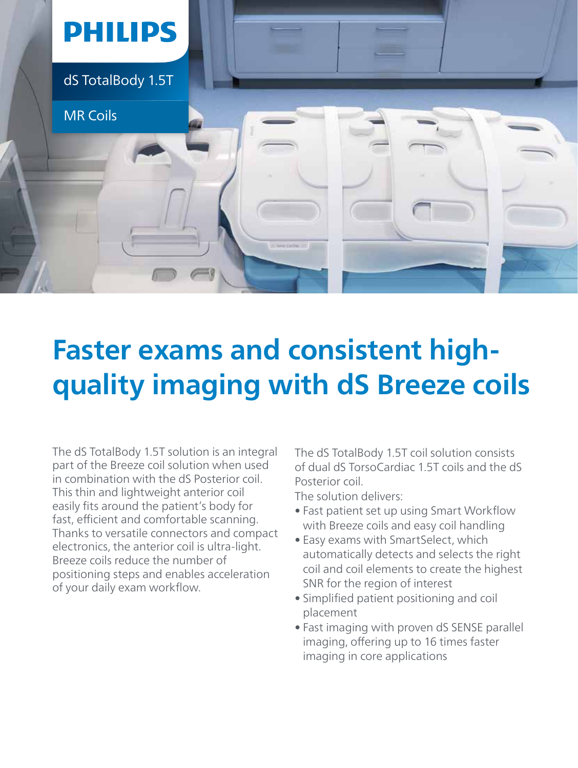PHILIPS

dS TotalBody 1.5T

MR Coils

# Faster exams and consistent high-quality imaging with dS Breeze coils

The dS TotalBody 1.5T solution is an integral part of the Breeze coil solution when used in combination with the dS Posterior coil. This thin and lightweight anterior coil easily fits around the patient's body for fast, efficient and comfortable scanning. Thanks to versatile connectors and compact electronics, the anterior coil is ultra-light. Breeze coils reduce the number of positioning steps and enables acceleration of your daily exam workflow.

The dS TotalBody 1.5T coil solution consists of dual dS TorsoCardiac 1.5T coils and the dS Posterior coil.

The solution delivers:

- Fast patient set up using Smart Workflow with Breeze coils and easy coil handling
- Easy exams with SmartSelect, which automatically detects and selects the right coil and coil elements to create the highest SNR for the region of interest
- Simplified patient positioning and coil placement
- Fast imaging with proven dS SENSE parallel imaging, offering up to 16 times faster imaging in core applications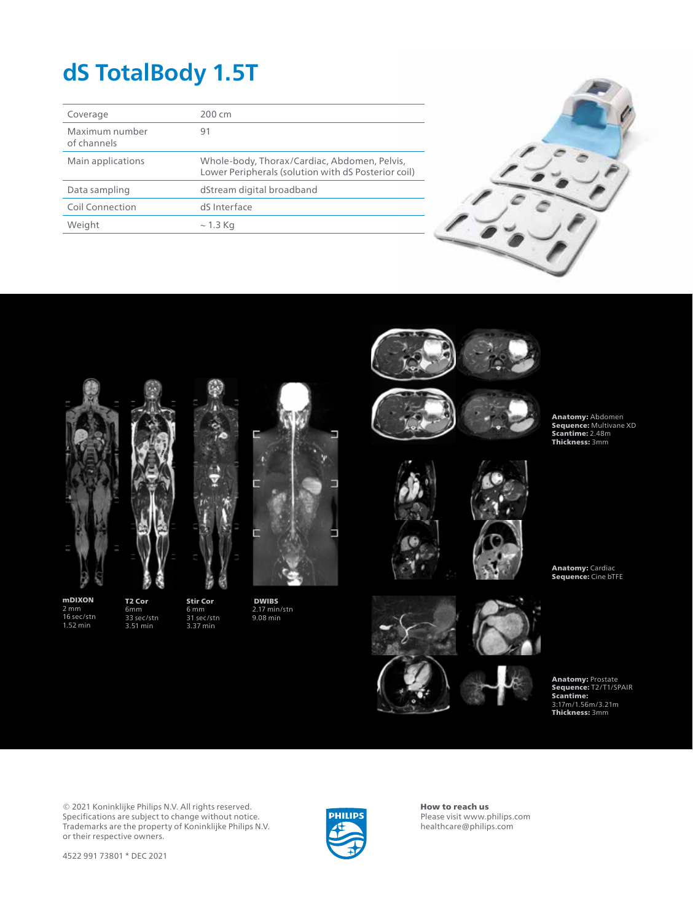# dS TotalBody 1.5T

| | |
|---|---|
| Coverage | 200 cm |
| Maximum number of channels | 91 |
| Main applications | Whole-body, Thorax/Cardiac, Abdomen, Pelvis, Lower Peripherals (solution with dS Posterior coil) |
| Data sampling | dStream digital broadband |
| Coil Connection | dS Interface |
| Weight | ~ 1.3 Kg |

**mDIXON**
2 mm
16 sec/stn
1.52 min

**T2 Cor**
6mm
33 sec/stn
3.51 min

**Stir Cor**
6 mm
31 sec/stn
3.37 min

**DWIBS**
2.17 min/stn
9.08 min

**Anatomy:** Abdomen
**Sequence:** Multivane XD
**Scantime:** 2.48m
**Thickness:** 3mm

**Anatomy:** Cardiac
**Sequence:** Cine bTFE

**Anatomy:** Prostate
**Sequence:** T2/T1/SPAIR
**Scantime:**
3:17m/1.56m/3.21m
**Thickness:** 3mm

© 2021 Koninklijke Philips N.V. All rights reserved.
Specifications are subject to change without notice.
Trademarks are the property of Koninklijke Philips N.V. or their respective owners.

4522 991 73801 * DEC 2021

**How to reach us**
Please visit www.philips.com
healthcare@philips.com